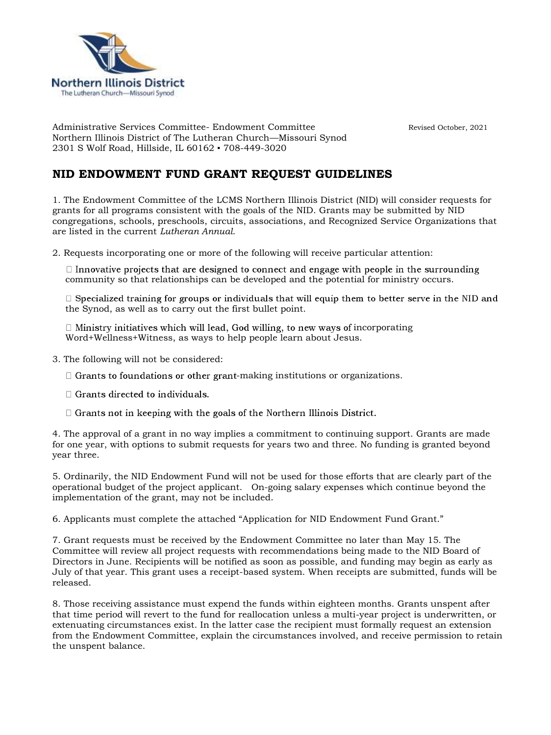Northern Illinois District
The Lutheran Church—Missouri Synod

Administrative Services Committee- Endowment Committee Revised October, 2021
Northern Illinois District of The Lutheran Church—Missouri Synod
2301 S Wolf Road, Hillside, IL 60162 ▪ 708-449-3020

## NID ENDOWMENT FUND GRANT REQUEST GUIDELINES

1. The Endowment Committee of the LCMS Northern Illinois District (NID) will consider requests for grants for all programs consistent with the goals of the NID. Grants may be submitted by NID congregations, schools, preschools, circuits, associations, and Recognized Service Organizations that are listed in the current *Lutheran Annual*.

2. Requests incorporating one or more of the following will receive particular attention:

    - Innovative projects that are designed to connect and engage with people in the surrounding community so that relationships can be developed and the potential for ministry occurs.
    - Specialized training for groups or individuals that will equip them to better serve in the NID and the Synod, as well as to carry out the first bullet point.
    - Ministry initiatives which will lead, God willing, to new ways of incorporating Word+Wellness+Witness, as ways to help people learn about Jesus.

3. The following will not be considered:

    - Grants to foundations or other grant-making institutions or organizations.
    - Grants directed to individuals.
    - Grants not in keeping with the goals of the Northern Illinois District.

4. The approval of a grant in no way implies a commitment to continuing support. Grants are made for one year, with options to submit requests for years two and three. No funding is granted beyond year three.

5. Ordinarily, the NID Endowment Fund will not be used for those efforts that are clearly part of the operational budget of the project applicant. On-going salary expenses which continue beyond the implementation of the grant, may not be included.

6. Applicants must complete the attached "Application for NID Endowment Fund Grant."

7. Grant requests must be received by the Endowment Committee no later than May 15. The Committee will review all project requests with recommendations being made to the NID Board of Directors in June. Recipients will be notified as soon as possible, and funding may begin as early as July of that year. This grant uses a receipt-based system. When receipts are submitted, funds will be released.

8. Those receiving assistance must expend the funds within eighteen months. Grants unspent after that time period will revert to the fund for reallocation unless a multi-year project is underwritten, or extenuating circumstances exist. In the latter case the recipient must formally request an extension from the Endowment Committee, explain the circumstances involved, and receive permission to retain the unspent balance.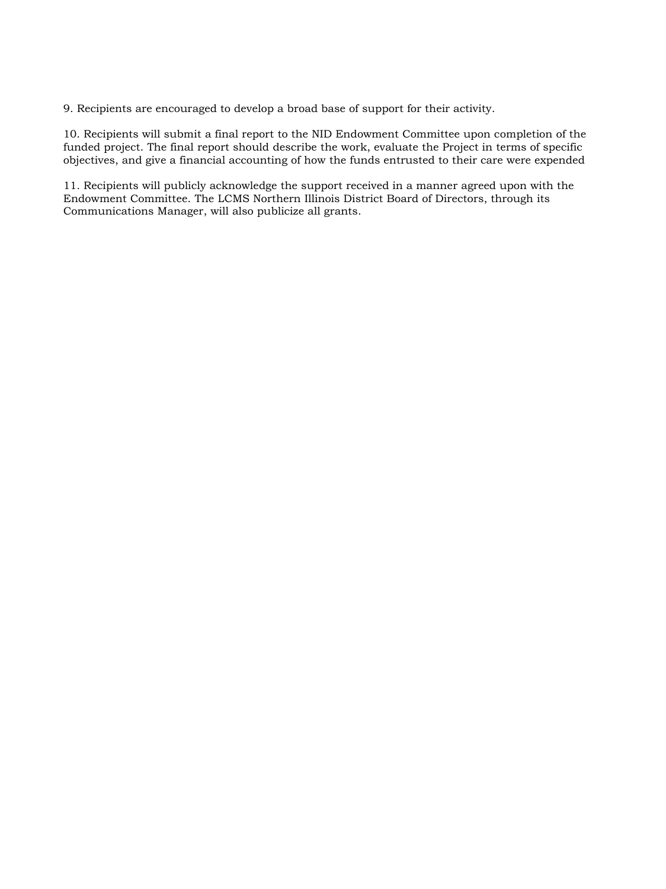9. Recipients are encouraged to develop a broad base of support for their activity.

10. Recipients will submit a final report to the NID Endowment Committee upon completion of the funded project. The final report should describe the work, evaluate the Project in terms of specific objectives, and give a financial accounting of how the funds entrusted to their care were expended

11. Recipients will publicly acknowledge the support received in a manner agreed upon with the Endowment Committee. The LCMS Northern Illinois District Board of Directors, through its Communications Manager, will also publicize all grants.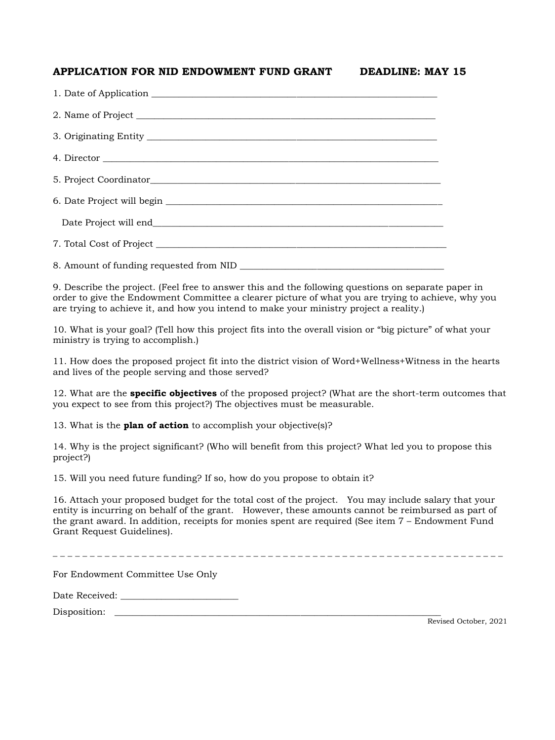## APPLICATION FOR NID ENDOWMENT FUND GRANT DEADLINE: MAY 15

1. Date of Application ___________________________________________________________

2. Name of Project ______________________________________________________________

3. Originating Entity ____________________________________________________________

4. Director _____________________________________________________________________

5. Project Coordinator___________________________________________________________

6. Date Project will begin _______________________________________________________

   Date Project will end__________________________________________________________

7. Total Cost of Project _________________________________________________________

8. Amount of funding requested from NID _________________________________________

9. Describe the project. (Feel free to answer this and the following questions on separate paper in order to give the Endowment Committee a clearer picture of what you are trying to achieve, why you are trying to achieve it, and how you intend to make your ministry project a reality.)

10. What is your goal? (Tell how this project fits into the overall vision or "big picture" of what your ministry is trying to accomplish.)

11. How does the proposed project fit into the district vision of Word+Wellness+Witness in the hearts and lives of the people serving and those served?

12. What are the **specific objectives** of the proposed project? (What are the short-term outcomes that you expect to see from this project?) The objectives must be measurable.

13. What is the **plan of action** to accomplish your objective(s)?

14. Why is the project significant? (Who will benefit from this project? What led you to propose this project?)

15. Will you need future funding? If so, how do you propose to obtain it?

16. Attach your proposed budget for the total cost of the project. You may include salary that your entity is incurring on behalf of the grant. However, these amounts cannot be reimbursed as part of the grant award. In addition, receipts for monies spent are required (See item 7 – Endowment Fund Grant Request Guidelines).

_ _ _ _ _ _ _ _ _ _ _ _ _ _ _ _ _ _ _ _ _ _ _ _ _ _ _ _ _ _ _ _ _ _ _ _ _ _ _ _ _ _ _ _ _ _ _ _ _ _ _ _ _ _ _ _ _ _ _ _ _ _ _ _ _

For Endowment Committee Use Only

Date Received: _________________________

Disposition: ___________________________________________________________________________

Revised October, 2021